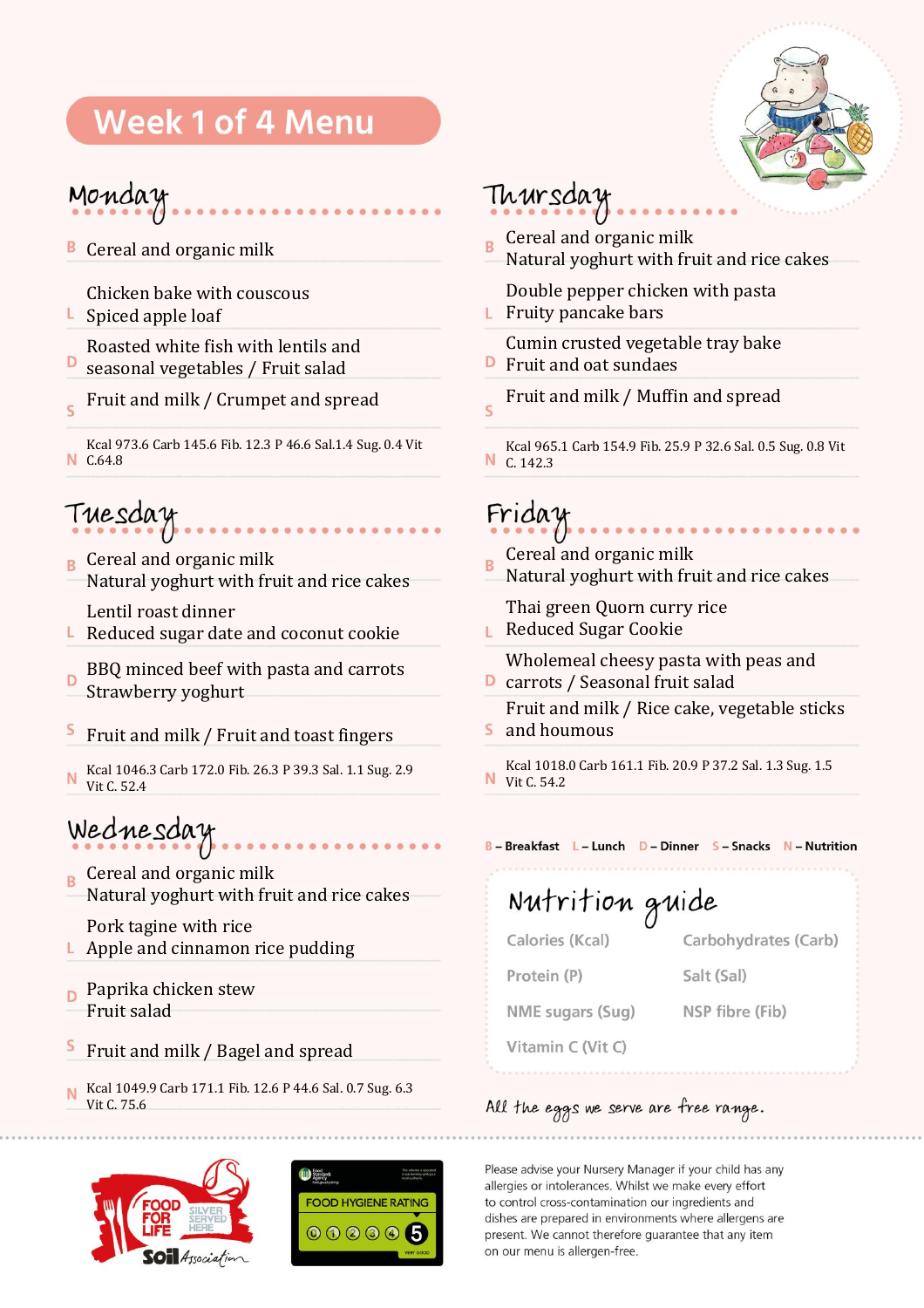# Week 1 of 4 Menu

## Monday

**B** Cereal and organic milk

**L** Chicken bake with couscous
Spiced apple loaf

**D** Roasted white fish with lentils and seasonal vegetables / Fruit salad

**S** Fruit and milk / Crumpet and spread

**N** Kcal 973.6 Carb 145.6 Fib. 12.3 P 46.6 Sal.1.4 Sug. 0.4 Vit C.64.8

## Tuesday

**B** Cereal and organic milk
Natural yoghurt with fruit and rice cakes

**L** Lentil roast dinner
Reduced sugar date and coconut cookie

**D** BBQ minced beef with pasta and carrots
Strawberry yoghurt

**S** Fruit and milk / Fruit and toast fingers

**N** Kcal 1046.3 Carb 172.0 Fib. 26.3 P 39.3 Sal. 1.1 Sug. 2.9 Vit C. 52.4

## Wednesday

**B** Cereal and organic milk
Natural yoghurt with fruit and rice cakes

**L** Pork tagine with rice
Apple and cinnamon rice pudding

**D** Paprika chicken stew
Fruit salad

**S** Fruit and milk / Bagel and spread

**N** Kcal 1049.9 Carb 171.1 Fib. 12.6 P 44.6 Sal. 0.7 Sug. 6.3 Vit C. 75.6

## Thursday

**B** Cereal and organic milk
Natural yoghurt with fruit and rice cakes

**L** Double pepper chicken with pasta
Fruity pancake bars

**D** Cumin crusted vegetable tray bake
Fruit and oat sundaes

**S** Fruit and milk / Muffin and spread

**N** Kcal 965.1 Carb 154.9 Fib. 25.9 P 32.6 Sal. 0.5 Sug. 0.8 Vit C. 142.3

## Friday

**B** Cereal and organic milk
Natural yoghurt with fruit and rice cakes

**L** Thai green Quorn curry rice
Reduced Sugar Cookie

**D** Wholemeal cheesy pasta with peas and carrots / Seasonal fruit salad

**S** Fruit and milk / Rice cake, vegetable sticks and houmous

**N** Kcal 1018.0 Carb 161.1 Fib. 20.9 P 37.2 Sal. 1.3 Sug. 1.5 Vit C. 54.2

B – Breakfast L – Lunch D – Dinner S – Snacks N – Nutrition

## Nutrition guide

| | |
|---|---|
| Calories (Kcal) | Carbohydrates (Carb) |
| Protein (P) | Salt (Sal) |
| NME sugars (Sug) | NSP fibre (Fib) |
| Vitamin C (Vit C) | |

*All the eggs we serve are free range.*

FOOD FOR LIFE SILVER SERVED HERE – Soil Association

FOOD HYGIENE RATING 5

Please advise your Nursery Manager if your child has any allergies or intolerances. Whilst we make every effort to control cross-contamination our ingredients and dishes are prepared in environments where allergens are present. We cannot therefore guarantee that any item on our menu is allergen-free.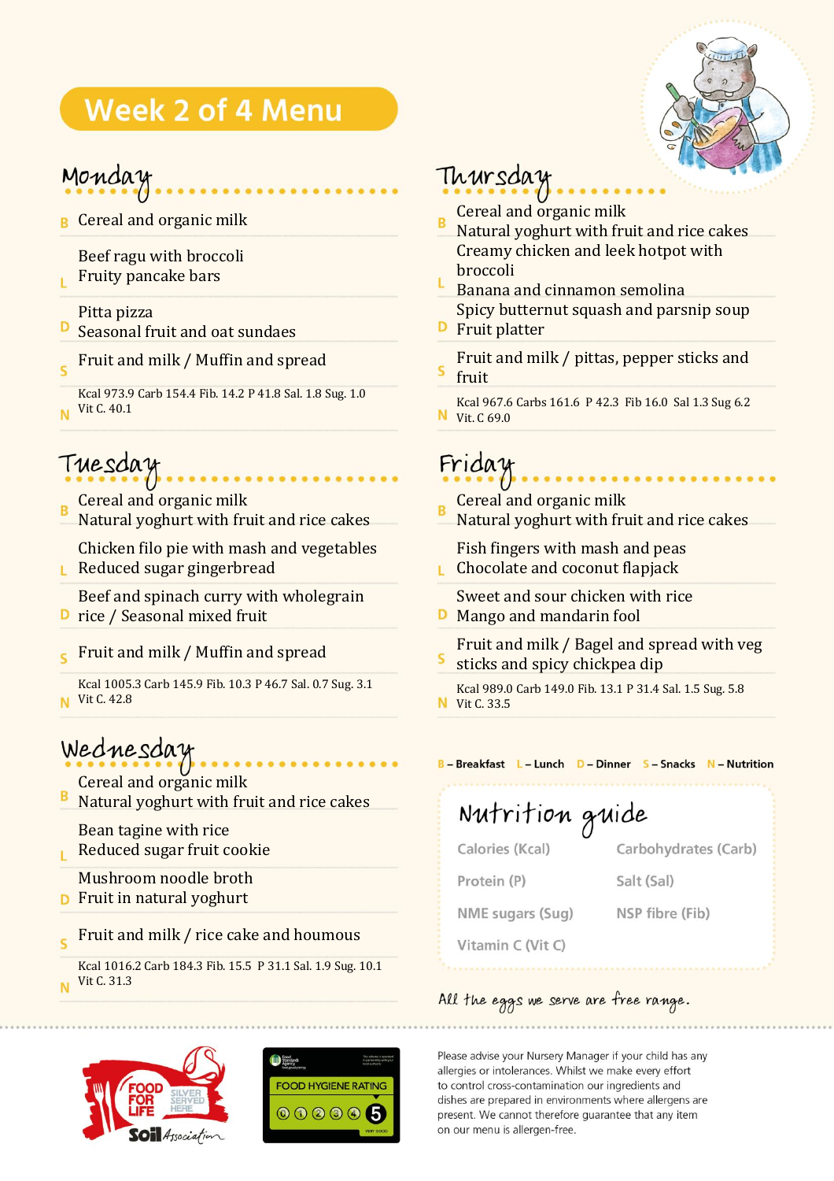# Week 2 of 4 Menu

## Monday

**B** Cereal and organic milk

**L** Beef ragu with broccoli
Fruity pancake bars

**D** Pitta pizza
Seasonal fruit and oat sundaes

**S** Fruit and milk / Muffin and spread

**N** Kcal 973.9 Carb 154.4 Fib. 14.2 P 41.8 Sal. 1.8 Sug. 1.0
Vit C. 40.1

## Tuesday

**B** Cereal and organic milk
Natural yoghurt with fruit and rice cakes

**L** Chicken filo pie with mash and vegetables
Reduced sugar gingerbread

**D** Beef and spinach curry with wholegrain rice / Seasonal mixed fruit

**S** Fruit and milk / Muffin and spread

**N** Kcal 1005.3 Carb 145.9 Fib. 10.3 P 46.7 Sal. 0.7 Sug. 3.1
Vit C. 42.8

## Wednesday

**B** Cereal and organic milk
Natural yoghurt with fruit and rice cakes

**L** Bean tagine with rice
Reduced sugar fruit cookie

**D** Mushroom noodle broth
Fruit in natural yoghurt

**S** Fruit and milk / rice cake and houmous

**N** Kcal 1016.2 Carb 184.3 Fib. 15.5 P 31.1 Sal. 1.9 Sug. 10.1
Vit C. 31.3

## Thursday

**B** Cereal and organic milk
Natural yoghurt with fruit and rice cakes

**L** Creamy chicken and leek hotpot with broccoli
Banana and cinnamon semolina

**D** Spicy butternut squash and parsnip soup
Fruit platter

**S** Fruit and milk / pittas, pepper sticks and fruit

**N** Kcal 967.6 Carbs 161.6 P 42.3 Fib 16.0 Sal 1.3 Sug 6.2
Vit. C 69.0

## Friday

**B** Cereal and organic milk
Natural yoghurt with fruit and rice cakes

**L** Fish fingers with mash and peas
Chocolate and coconut flapjack

**D** Sweet and sour chicken with rice
Mango and mandarin fool

**S** Fruit and milk / Bagel and spread with veg sticks and spicy chickpea dip

**N** Kcal 989.0 Carb 149.0 Fib. 13.1 P 31.4 Sal. 1.5 Sug. 5.8
Vit C. 33.5

B – Breakfast L – Lunch D – Dinner S – Snacks N – Nutrition

## Nutrition guide

| | |
|---|---|
| Calories (Kcal) | Carbohydrates (Carb) |
| Protein (P) | Salt (Sal) |
| NME sugars (Sug) | NSP fibre (Fib) |
| Vitamin C (Vit C) | |

*All the eggs we serve are free range.*

FOOD FOR LIFE SILVER SERVED HERE — Soil Association

FOOD HYGIENE RATING 5

Please advise your Nursery Manager if your child has any allergies or intolerances. Whilst we make every effort to control cross-contamination our ingredients and dishes are prepared in environments where allergens are present. We cannot therefore guarantee that any item on our menu is allergen-free.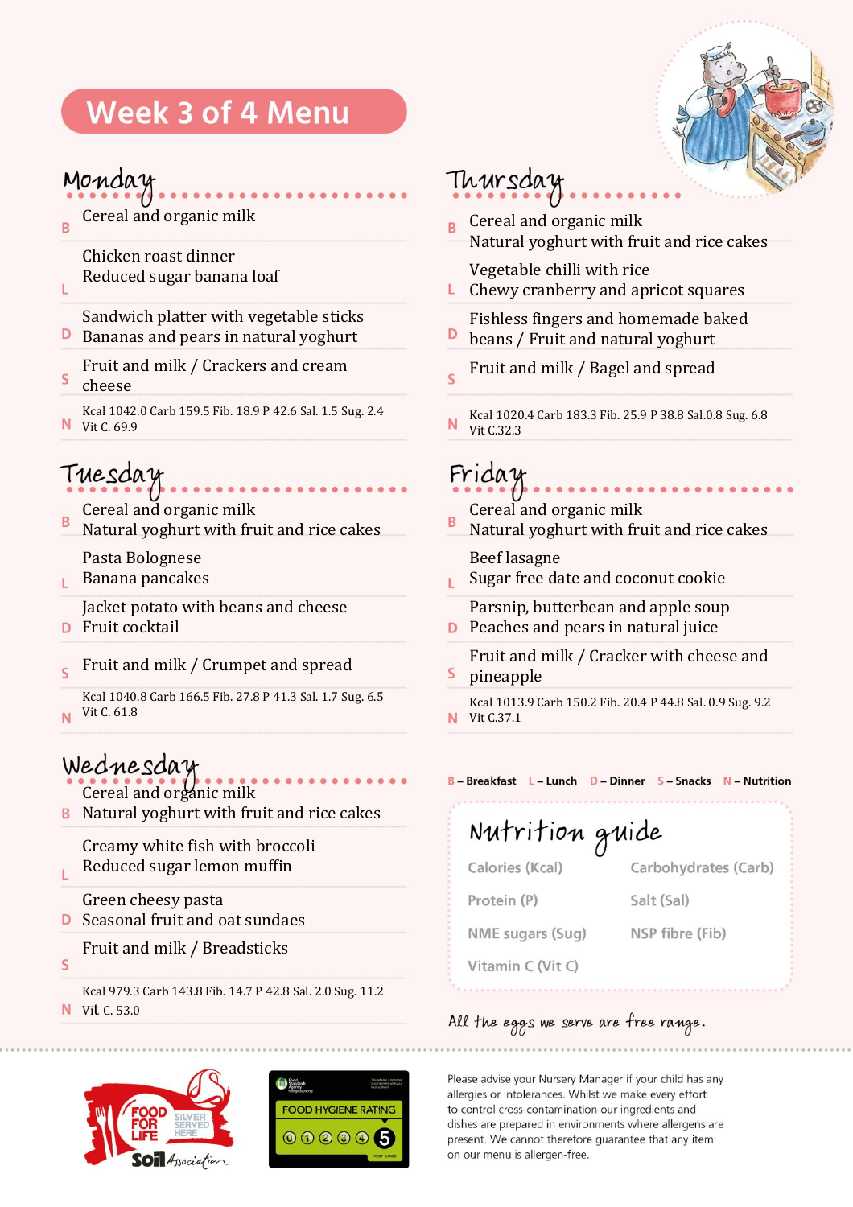# Week 3 of 4 Menu

## Monday

**B** Cereal and organic milk

**L** Chicken roast dinner
Reduced sugar banana loaf

**D** Sandwich platter with vegetable sticks
Bananas and pears in natural yoghurt

**S** Fruit and milk / Crackers and cream cheese

**N** Kcal 1042.0 Carb 159.5 Fib. 18.9 P 42.6 Sal. 1.5 Sug. 2.4
Vit C. 69.9

## Tuesday

**B** Cereal and organic milk
Natural yoghurt with fruit and rice cakes

**L** Pasta Bolognese
Banana pancakes

**D** Jacket potato with beans and cheese
Fruit cocktail

**S** Fruit and milk / Crumpet and spread

**N** Kcal 1040.8 Carb 166.5 Fib. 27.8 P 41.3 Sal. 1.7 Sug. 6.5
Vit C. 61.8

## Wednesday

**B** Cereal and organic milk
Natural yoghurt with fruit and rice cakes

**L** Creamy white fish with broccoli
Reduced sugar lemon muffin

**D** Green cheesy pasta
Seasonal fruit and oat sundaes

**S** Fruit and milk / Breadsticks

**N** Kcal 979.3 Carb 143.8 Fib. 14.7 P 42.8 Sal. 2.0 Sug. 11.2
Vit C. 53.0

## Thursday

**B** Cereal and organic milk
Natural yoghurt with fruit and rice cakes

**L** Vegetable chilli with rice
Chewy cranberry and apricot squares

**D** Fishless fingers and homemade baked beans / Fruit and natural yoghurt

**S** Fruit and milk / Bagel and spread

**N** Kcal 1020.4 Carb 183.3 Fib. 25.9 P 38.8 Sal.0.8 Sug. 6.8
Vit C.32.3

## Friday

**B** Cereal and organic milk
Natural yoghurt with fruit and rice cakes

**L** Beef lasagne
Sugar free date and coconut cookie

**D** Parsnip, butterbean and apple soup
Peaches and pears in natural juice

**S** Fruit and milk / Cracker with cheese and pineapple

**N** Kcal 1013.9 Carb 150.2 Fib. 20.4 P 44.8 Sal. 0.9 Sug. 9.2
Vit C.37.1

**B** – Breakfast **L** – Lunch **D** – Dinner **S** – Snacks **N** – Nutrition

## Nutrition guide

| | |
|---|---|
| Calories (Kcal) | Carbohydrates (Carb) |
| Protein (P) | Salt (Sal) |
| NME sugars (Sug) | NSP fibre (Fib) |
| Vitamin C (Vit C) | |

*All the eggs we serve are free range.*

FOOD FOR LIFE SILVER SERVED HERE – Soil Association

FOOD HYGIENE RATING 0 1 2 3 4 5 – VERY GOOD

Please advise your Nursery Manager if your child has any allergies or intolerances. Whilst we make every effort to control cross-contamination our ingredients and dishes are prepared in environments where allergens are present. We cannot therefore guarantee that any item on our menu is allergen-free.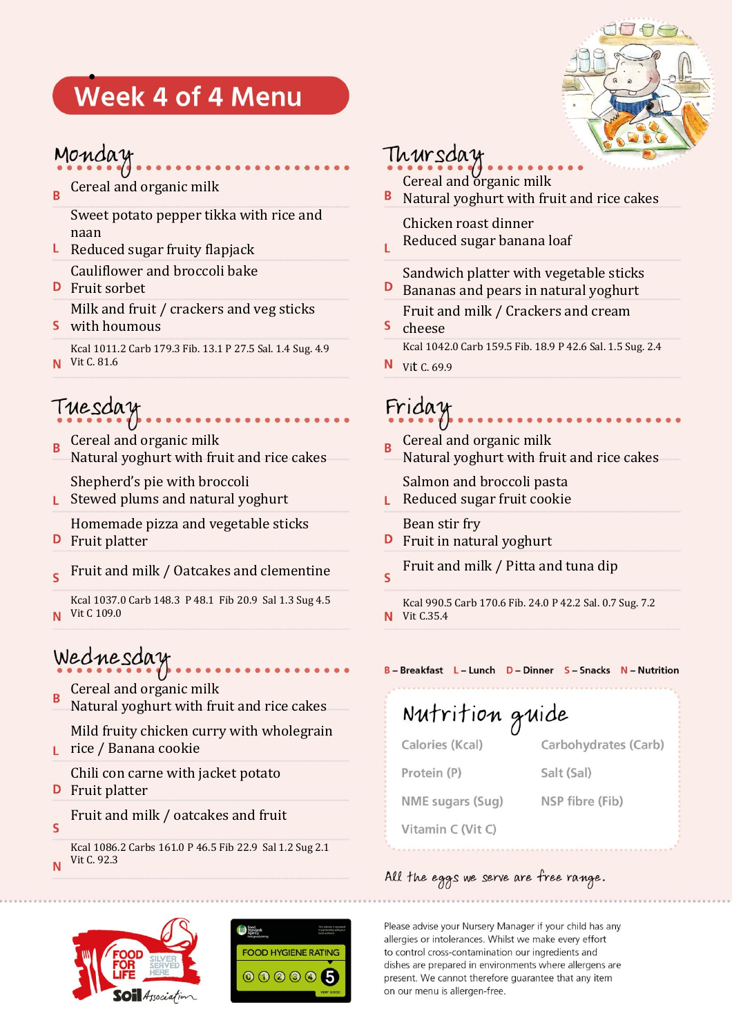# Week 4 of 4 Menu

## Monday

**B**
Cereal and organic milk

**L**
Sweet potato pepper tikka with rice and naan
Reduced sugar fruity flapjack

**D**
Cauliflower and broccoli bake
Fruit sorbet

**S**
Milk and fruit / crackers and veg sticks with houmous

**N**
Kcal 1011.2 Carb 179.3 Fib. 13.1 P 27.5 Sal. 1.4 Sug. 4.9
Vit C. 81.6

## Tuesday

**B**
Cereal and organic milk
Natural yoghurt with fruit and rice cakes

**L**
Shepherd's pie with broccoli
Stewed plums and natural yoghurt

**D**
Homemade pizza and vegetable sticks
Fruit platter

**S**
Fruit and milk / Oatcakes and clementine

**N**
Kcal 1037.0 Carb 148.3 P 48.1 Fib 20.9 Sal 1.3 Sug 4.5
Vit C 109.0

## Wednesday

**B**
Cereal and organic milk
Natural yoghurt with fruit and rice cakes

**L**
Mild fruity chicken curry with wholegrain rice / Banana cookie

**D**
Chili con carne with jacket potato
Fruit platter

**S**
Fruit and milk / oatcakes and fruit

**N**
Kcal 1086.2 Carbs 161.0 P 46.5 Fib 22.9 Sal 1.2 Sug 2.1
Vit C. 92.3

## Thursday

**B**
Cereal and organic milk
Natural yoghurt with fruit and rice cakes

**L**
Chicken roast dinner
Reduced sugar banana loaf

**D**
Sandwich platter with vegetable sticks
Bananas and pears in natural yoghurt

**S**
Fruit and milk / Crackers and cream cheese

**N**
Kcal 1042.0 Carb 159.5 Fib. 18.9 P 42.6 Sal. 1.5 Sug. 2.4
Vit C. 69.9

## Friday

**B**
Cereal and organic milk
Natural yoghurt with fruit and rice cakes

**L**
Salmon and broccoli pasta
Reduced sugar fruit cookie

**D**
Bean stir fry
Fruit in natural yoghurt

**S**
Fruit and milk / Pitta and tuna dip

**N**
Kcal 990.5 Carb 170.6 Fib. 24.0 P 42.2 Sal. 0.7 Sug. 7.2
Vit C.35.4

**B** – Breakfast **L** – Lunch **D** – Dinner **S** – Snacks **N** – Nutrition

## Nutrition guide

| | |
|---|---|
| Calories (Kcal) | Carbohydrates (Carb) |
| Protein (P) | Salt (Sal) |
| NME sugars (Sug) | NSP fibre (Fib) |
| Vitamin C (Vit C) | |

All the eggs we serve are free range.

FOOD FOR LIFE SILVER SERVED HERE Soil Association

FOOD HYGIENE RATING 5

Please advise your Nursery Manager if your child has any allergies or intolerances. Whilst we make every effort to control cross-contamination our ingredients and dishes are prepared in environments where allergens are present. We cannot therefore guarantee that any item on our menu is allergen-free.